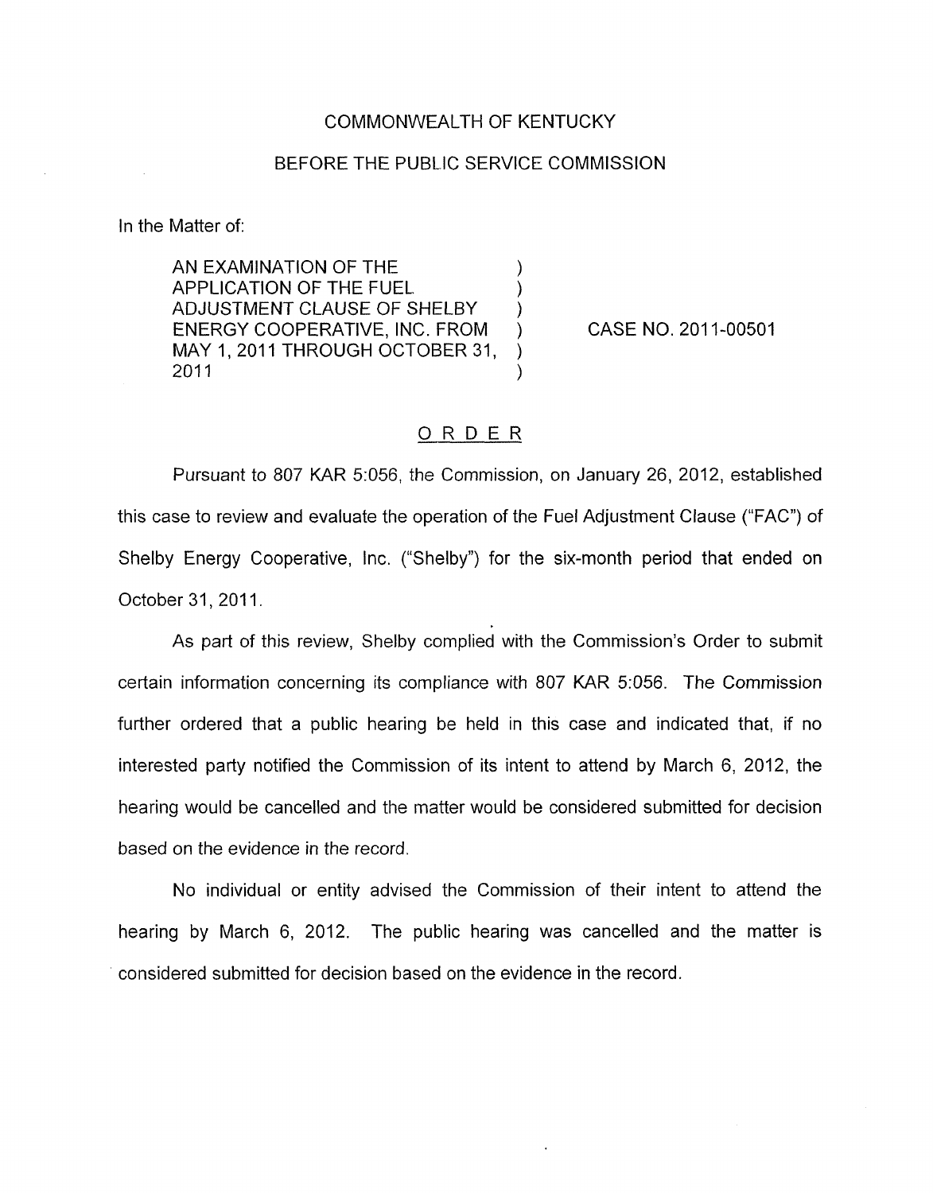COMMONWEALTH OF KENTUCKY

BEFORE THE PUBLIC SERVICE COMMISSION

In the Matter of:

| | | |
|---|---|---|
| AN EXAMINATION OF THE APPLICATION OF THE FUEL ADJUSTMENT CLAUSE OF SHELBY ENERGY COOPERATIVE, INC. FROM MAY 1, 2011 THROUGH OCTOBER 31, 2011 | ) | CASE NO. 2011-00501 |

## ORDER

Pursuant to 807 KAR 5:056, the Commission, on January 26, 2012, established this case to review and evaluate the operation of the Fuel Adjustment Clause ("FAC") of Shelby Energy Cooperative, Inc. ("Shelby") for the six-month period that ended on October 31, 2011.

As part of this review, Shelby complied with the Commission's Order to submit certain information concerning its compliance with 807 KAR 5:056. The Commission further ordered that a public hearing be held in this case and indicated that, if no interested party notified the Commission of its intent to attend by March 6, 2012, the hearing would be cancelled and the matter would be considered submitted for decision based on the evidence in the record.

No individual or entity advised the Commission of their intent to attend the hearing by March 6, 2012. The public hearing was cancelled and the matter is considered submitted for decision based on the evidence in the record.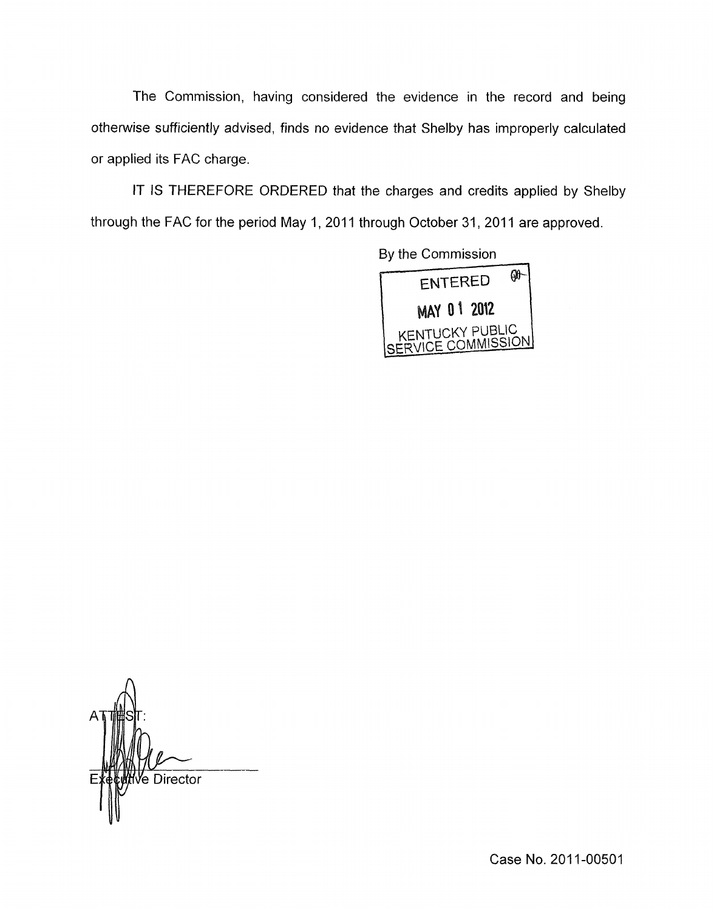The Commission, having considered the evidence in the record and being otherwise sufficiently advised, finds no evidence that Shelby has improperly calculated or applied its FAC charge.

IT IS THEREFORE ORDERED that the charges and credits applied by Shelby through the FAC for the period May 1, 2011 through October 31, 2011 are approved.

By the Commission

ENTERED

MAY 01 2012

KENTUCKY PUBLIC SERVICE COMMISSION

ATTEST:

Executive Director

Case No. 2011-00501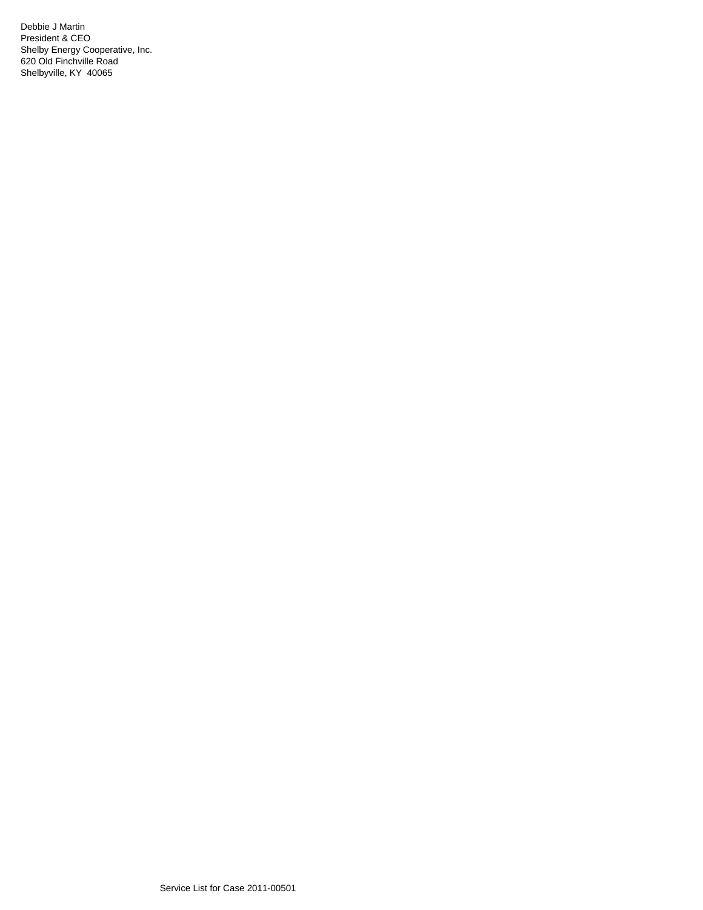Debbie J Martin
President & CEO
Shelby Energy Cooperative, Inc.
620 Old Finchville Road
Shelbyville, KY 40065